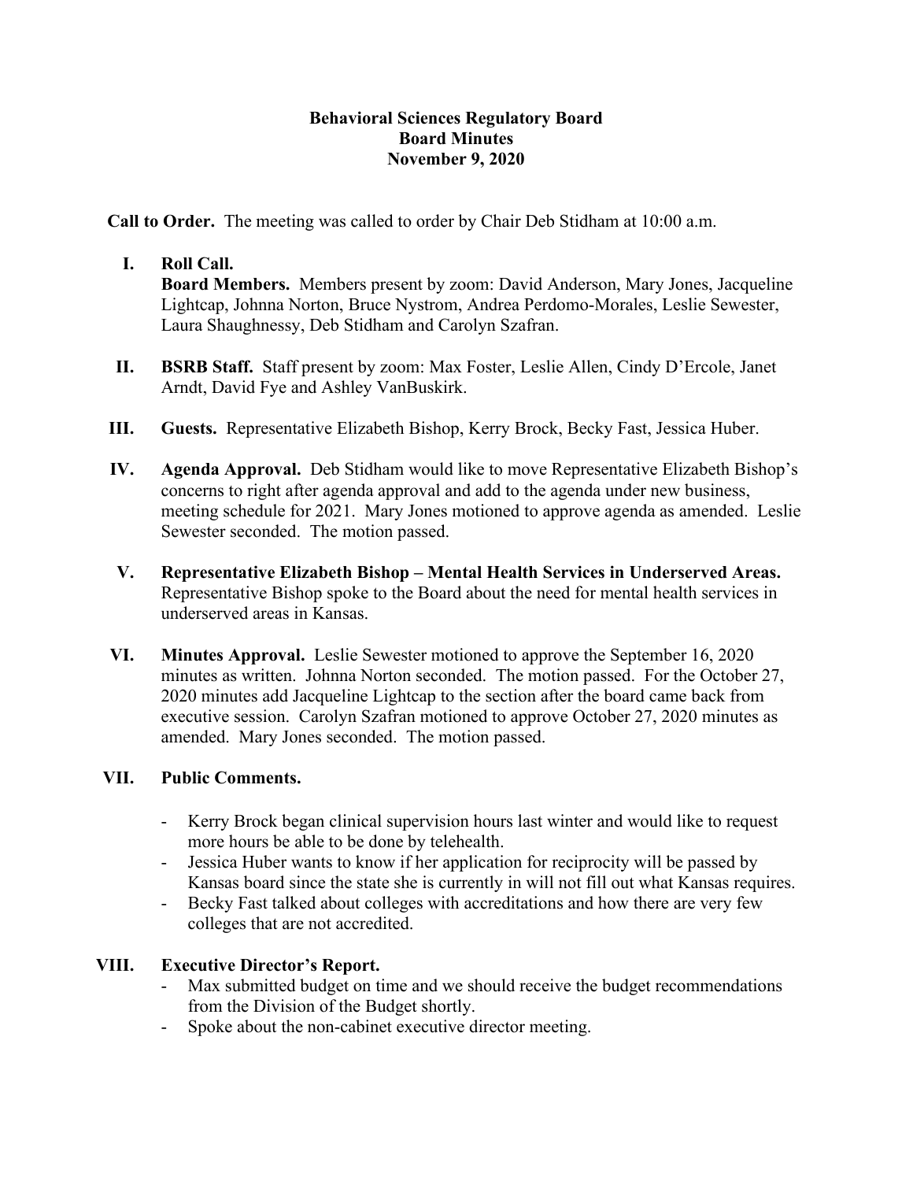# Behavioral Sciences Regulatory Board
## Board Minutes
### November 9, 2020

**Call to Order.** The meeting was called to order by Chair Deb Stidham at 10:00 a.m.

I. **Roll Call.**
   **Board Members.** Members present by zoom: David Anderson, Mary Jones, Jacqueline Lightcap, Johnna Norton, Bruce Nystrom, Andrea Perdomo-Morales, Leslie Sewester, Laura Shaughnessy, Deb Stidham and Carolyn Szafran.

II. **BSRB Staff.** Staff present by zoom: Max Foster, Leslie Allen, Cindy D'Ercole, Janet Arndt, David Fye and Ashley VanBuskirk.

III. **Guests.** Representative Elizabeth Bishop, Kerry Brock, Becky Fast, Jessica Huber.

IV. **Agenda Approval.** Deb Stidham would like to move Representative Elizabeth Bishop's concerns to right after agenda approval and add to the agenda under new business, meeting schedule for 2021. Mary Jones motioned to approve agenda as amended. Leslie Sewester seconded. The motion passed.

V. **Representative Elizabeth Bishop – Mental Health Services in Underserved Areas.** Representative Bishop spoke to the Board about the need for mental health services in underserved areas in Kansas.

VI. **Minutes Approval.** Leslie Sewester motioned to approve the September 16, 2020 minutes as written. Johnna Norton seconded. The motion passed. For the October 27, 2020 minutes add Jacqueline Lightcap to the section after the board came back from executive session. Carolyn Szafran motioned to approve October 27, 2020 minutes as amended. Mary Jones seconded. The motion passed.

VII. **Public Comments.**

- Kerry Brock began clinical supervision hours last winter and would like to request more hours be able to be done by telehealth.
- Jessica Huber wants to know if her application for reciprocity will be passed by Kansas board since the state she is currently in will not fill out what Kansas requires.
- Becky Fast talked about colleges with accreditations and how there are very few colleges that are not accredited.

VIII. **Executive Director's Report.**

- Max submitted budget on time and we should receive the budget recommendations from the Division of the Budget shortly.
- Spoke about the non-cabinet executive director meeting.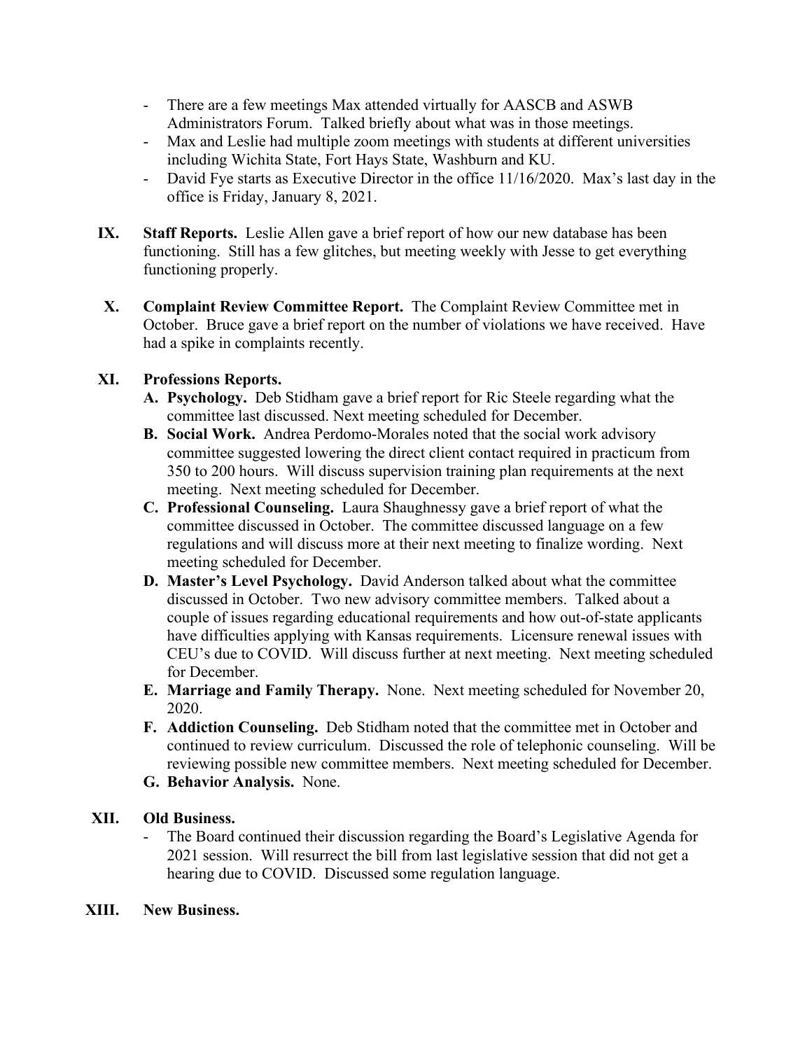- There are a few meetings Max attended virtually for AASCB and ASWB Administrators Forum. Talked briefly about what was in those meetings.
- Max and Leslie had multiple zoom meetings with students at different universities including Wichita State, Fort Hays State, Washburn and KU.
- David Fye starts as Executive Director in the office 11/16/2020. Max's last day in the office is Friday, January 8, 2021.

IX. **Staff Reports.** Leslie Allen gave a brief report of how our new database has been functioning. Still has a few glitches, but meeting weekly with Jesse to get everything functioning properly.

X. **Complaint Review Committee Report.** The Complaint Review Committee met in October. Bruce gave a brief report on the number of violations we have received. Have had a spike in complaints recently.

XI. **Professions Reports.**

A. **Psychology.** Deb Stidham gave a brief report for Ric Steele regarding what the committee last discussed. Next meeting scheduled for December.

B. **Social Work.** Andrea Perdomo-Morales noted that the social work advisory committee suggested lowering the direct client contact required in practicum from 350 to 200 hours. Will discuss supervision training plan requirements at the next meeting. Next meeting scheduled for December.

C. **Professional Counseling.** Laura Shaughnessy gave a brief report of what the committee discussed in October. The committee discussed language on a few regulations and will discuss more at their next meeting to finalize wording. Next meeting scheduled for December.

D. **Master's Level Psychology.** David Anderson talked about what the committee discussed in October. Two new advisory committee members. Talked about a couple of issues regarding educational requirements and how out-of-state applicants have difficulties applying with Kansas requirements. Licensure renewal issues with CEU's due to COVID. Will discuss further at next meeting. Next meeting scheduled for December.

E. **Marriage and Family Therapy.** None. Next meeting scheduled for November 20, 2020.

F. **Addiction Counseling.** Deb Stidham noted that the committee met in October and continued to review curriculum. Discussed the role of telephonic counseling. Will be reviewing possible new committee members. Next meeting scheduled for December.

G. **Behavior Analysis.** None.

XII. **Old Business.**

- The Board continued their discussion regarding the Board's Legislative Agenda for 2021 session. Will resurrect the bill from last legislative session that did not get a hearing due to COVID. Discussed some regulation language.

XIII. **New Business.**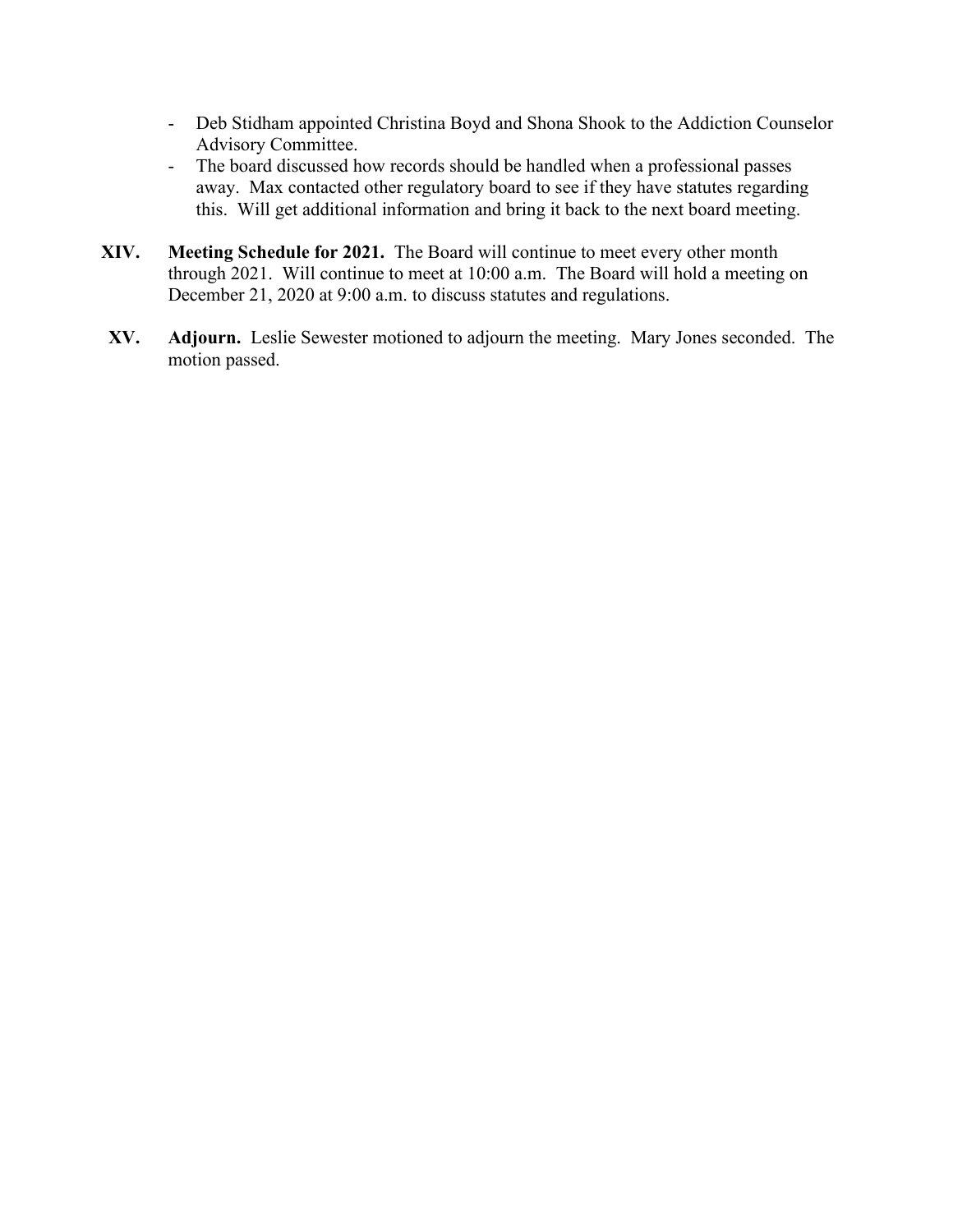- Deb Stidham appointed Christina Boyd and Shona Shook to the Addiction Counselor Advisory Committee.
- The board discussed how records should be handled when a professional passes away. Max contacted other regulatory board to see if they have statutes regarding this. Will get additional information and bring it back to the next board meeting.

**XIV. Meeting Schedule for 2021.** The Board will continue to meet every other month through 2021. Will continue to meet at 10:00 a.m. The Board will hold a meeting on December 21, 2020 at 9:00 a.m. to discuss statutes and regulations.

**XV. Adjourn.** Leslie Sewester motioned to adjourn the meeting. Mary Jones seconded. The motion passed.